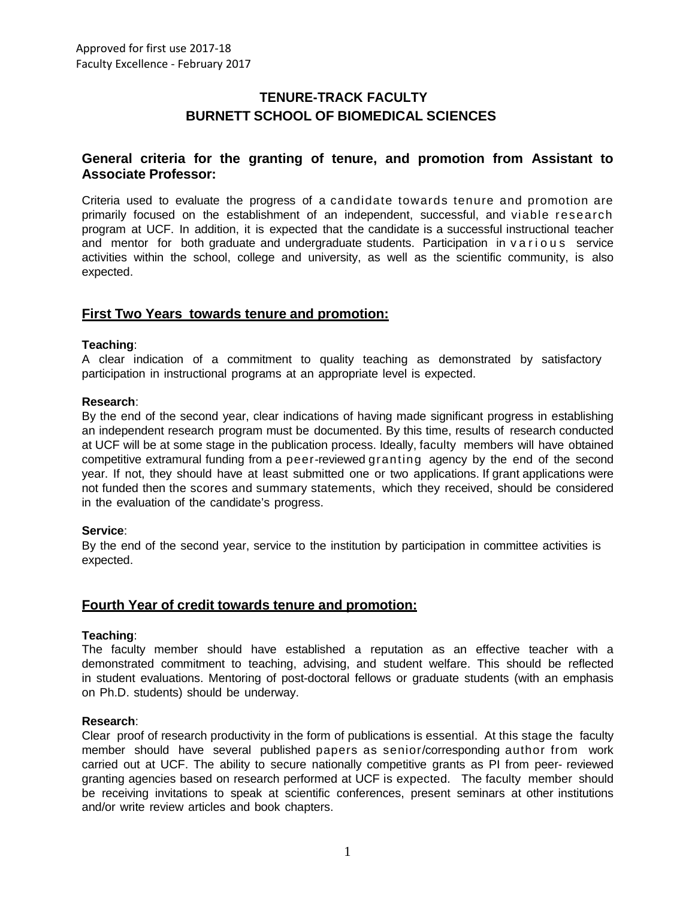Approved for first use 2017-18
Faculty Excellence - February 2017

# TENURE-TRACK FACULTY
# BURNETT SCHOOL OF BIOMEDICAL SCIENCES

## General criteria for the granting of tenure, and promotion from Assistant to Associate Professor:

Criteria used to evaluate the progress of a candidate towards tenure and promotion are primarily focused on the establishment of an independent, successful, and viable research program at UCF. In addition, it is expected that the candidate is a successful instructional teacher and mentor for both graduate and undergraduate students. Participation in various service activities within the school, college and university, as well as the scientific community, is also expected.

## First Two Years towards tenure and promotion:

**Teaching**:
A clear indication of a commitment to quality teaching as demonstrated by satisfactory participation in instructional programs at an appropriate level is expected.

**Research**:
By the end of the second year, clear indications of having made significant progress in establishing an independent research program must be documented. By this time, results of research conducted at UCF will be at some stage in the publication process. Ideally, faculty members will have obtained competitive extramural funding from a peer-reviewed granting agency by the end of the second year. If not, they should have at least submitted one or two applications. If grant applications were not funded then the scores and summary statements, which they received, should be considered in the evaluation of the candidate's progress.

**Service**:
By the end of the second year, service to the institution by participation in committee activities is expected.

## Fourth Year of credit towards tenure and promotion:

**Teaching**:
The faculty member should have established a reputation as an effective teacher with a demonstrated commitment to teaching, advising, and student welfare. This should be reflected in student evaluations. Mentoring of post-doctoral fellows or graduate students (with an emphasis on Ph.D. students) should be underway.

**Research**:
Clear proof of research productivity in the form of publications is essential. At this stage the faculty member should have several published papers as senior/corresponding author from work carried out at UCF. The ability to secure nationally competitive grants as PI from peer- reviewed granting agencies based on research performed at UCF is expected. The faculty member should be receiving invitations to speak at scientific conferences, present seminars at other institutions and/or write review articles and book chapters.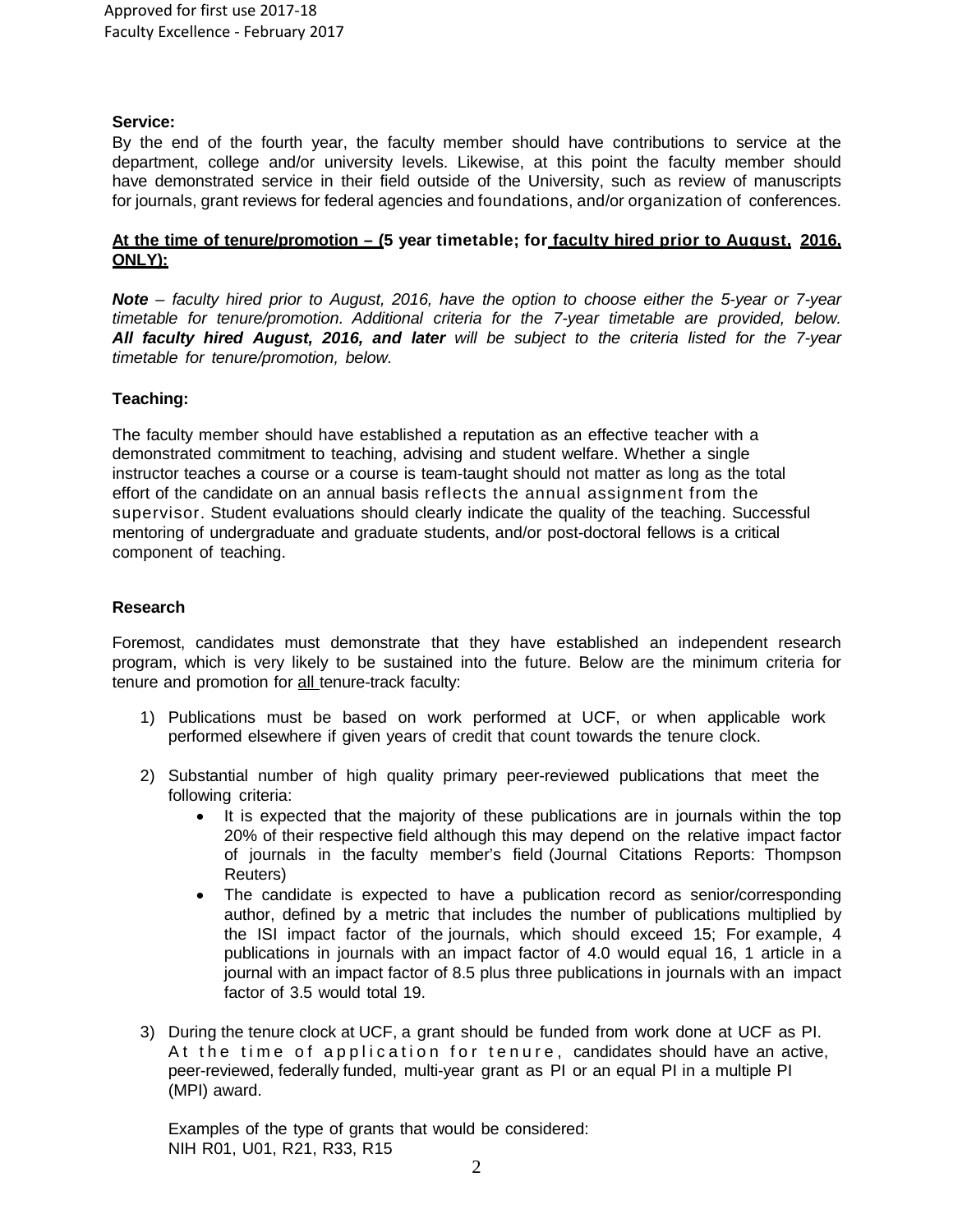**Service:**

By the end of the fourth year, the faculty member should have contributions to service at the department, college and/or university levels. Likewise, at this point the faculty member should have demonstrated service in their field outside of the University, such as review of manuscripts for journals, grant reviews for federal agencies and foundations, and/or organization of conferences.

**At the time of tenure/promotion – (5 year timetable; for faculty hired prior to August, 2016, ONLY):**

***Note*** *– faculty hired prior to August, 2016, have the option to choose either the 5-year or 7-year timetable for tenure/promotion. Additional criteria for the 7-year timetable are provided, below.* ***All faculty hired August, 2016, and later*** *will be subject to the criteria listed for the 7-year timetable for tenure/promotion, below.*

**Teaching:**

The faculty member should have established a reputation as an effective teacher with a demonstrated commitment to teaching, advising and student welfare. Whether a single instructor teaches a course or a course is team-taught should not matter as long as the total effort of the candidate on an annual basis reflects the annual assignment from the supervisor. Student evaluations should clearly indicate the quality of the teaching. Successful mentoring of undergraduate and graduate students, and/or post-doctoral fellows is a critical component of teaching.

**Research**

Foremost, candidates must demonstrate that they have established an independent research program, which is very likely to be sustained into the future. Below are the minimum criteria for tenure and promotion for all tenure-track faculty:

1) Publications must be based on work performed at UCF, or when applicable work performed elsewhere if given years of credit that count towards the tenure clock.

2) Substantial number of high quality primary peer-reviewed publications that meet the following criteria:
   - It is expected that the majority of these publications are in journals within the top 20% of their respective field although this may depend on the relative impact factor of journals in the faculty member's field (Journal Citations Reports: Thompson Reuters)
   - The candidate is expected to have a publication record as senior/corresponding author, defined by a metric that includes the number of publications multiplied by the ISI impact factor of the journals, which should exceed 15; For example, 4 publications in journals with an impact factor of 4.0 would equal 16, 1 article in a journal with an impact factor of 8.5 plus three publications in journals with an impact factor of 3.5 would total 19.

3) During the tenure clock at UCF, a grant should be funded from work done at UCF as PI. At the time of application for tenure, candidates should have an active, peer-reviewed, federally funded, multi-year grant as PI or an equal PI in a multiple PI (MPI) award.

   Examples of the type of grants that would be considered:
   NIH R01, U01, R21, R33, R15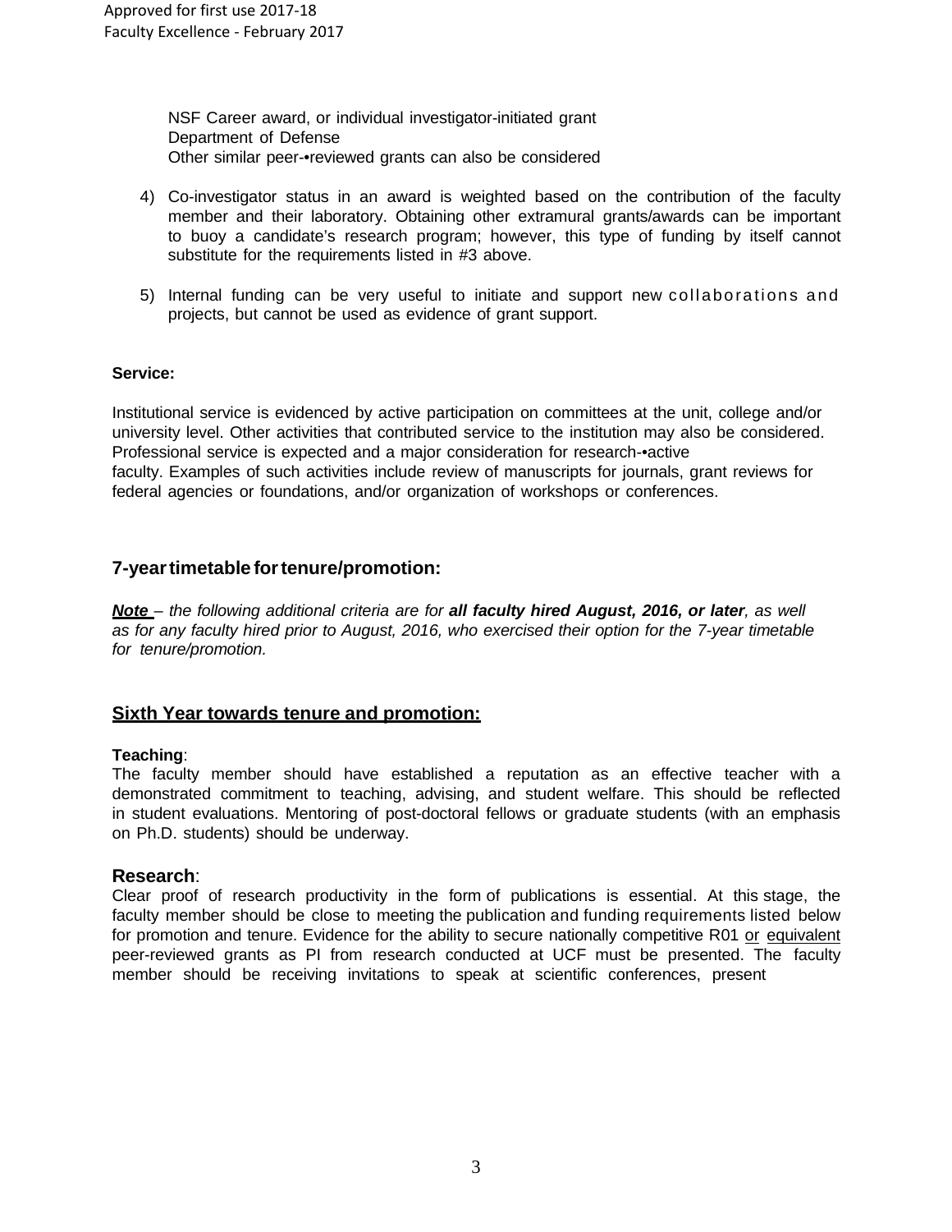NSF Career award, or individual investigator-initiated grant
Department of Defense
Other similar peer-•reviewed grants can also be considered

4) Co-investigator status in an award is weighted based on the contribution of the faculty member and their laboratory. Obtaining other extramural grants/awards can be important to buoy a candidate's research program; however, this type of funding by itself cannot substitute for the requirements listed in #3 above.

5) Internal funding can be very useful to initiate and support new collaborations and projects, but cannot be used as evidence of grant support.

**Service:**

Institutional service is evidenced by active participation on committees at the unit, college and/or university level. Other activities that contributed service to the institution may also be considered. Professional service is expected and a major consideration for research-•active faculty. Examples of such activities include review of manuscripts for journals, grant reviews for federal agencies or foundations, and/or organization of workshops or conferences.

## 7-year timetable for tenure/promotion:

***Note*** *– the following additional criteria are for* ***all faculty hired August, 2016, or later****, as well as for any faculty hired prior to August, 2016, who exercised their option for the 7-year timetable for tenure/promotion.*

## Sixth Year towards tenure and promotion:

**Teaching**:
The faculty member should have established a reputation as an effective teacher with a demonstrated commitment to teaching, advising, and student welfare. This should be reflected in student evaluations. Mentoring of post-doctoral fellows or graduate students (with an emphasis on Ph.D. students) should be underway.

### Research:

Clear proof of research productivity in the form of publications is essential. At this stage, the faculty member should be close to meeting the publication and funding requirements listed below for promotion and tenure. Evidence for the ability to secure nationally competitive R01 or equivalent peer-reviewed grants as PI from research conducted at UCF must be presented. The faculty member should be receiving invitations to speak at scientific conferences, present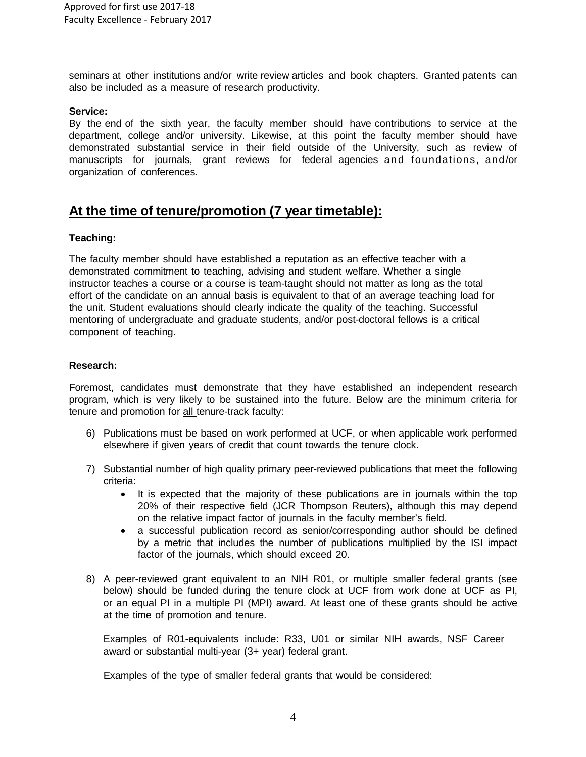seminars at other institutions and/or write review articles and book chapters. Granted patents can also be included as a measure of research productivity.

**Service:**

By the end of the sixth year, the faculty member should have contributions to service at the department, college and/or university. Likewise, at this point the faculty member should have demonstrated substantial service in their field outside of the University, such as review of manuscripts for journals, grant reviews for federal agencies and foundations, and/or organization of conferences.

## At the time of tenure/promotion (7 year timetable):

**Teaching:**

The faculty member should have established a reputation as an effective teacher with a demonstrated commitment to teaching, advising and student welfare. Whether a single instructor teaches a course or a course is team-taught should not matter as long as the total effort of the candidate on an annual basis is equivalent to that of an average teaching load for the unit. Student evaluations should clearly indicate the quality of the teaching. Successful mentoring of undergraduate and graduate students, and/or post-doctoral fellows is a critical component of teaching.

**Research:**

Foremost, candidates must demonstrate that they have established an independent research program, which is very likely to be sustained into the future. Below are the minimum criteria for tenure and promotion for all tenure-track faculty:

6) Publications must be based on work performed at UCF, or when applicable work performed elsewhere if given years of credit that count towards the tenure clock.

7) Substantial number of high quality primary peer-reviewed publications that meet the following criteria:
   - It is expected that the majority of these publications are in journals within the top 20% of their respective field (JCR Thompson Reuters), although this may depend on the relative impact factor of journals in the faculty member's field.
   - a successful publication record as senior/corresponding author should be defined by a metric that includes the number of publications multiplied by the ISI impact factor of the journals, which should exceed 20.

8) A peer-reviewed grant equivalent to an NIH R01, or multiple smaller federal grants (see below) should be funded during the tenure clock at UCF from work done at UCF as PI, or an equal PI in a multiple PI (MPI) award. At least one of these grants should be active at the time of promotion and tenure.

   Examples of R01-equivalents include: R33, U01 or similar NIH awards, NSF Career award or substantial multi-year (3+ year) federal grant.

   Examples of the type of smaller federal grants that would be considered: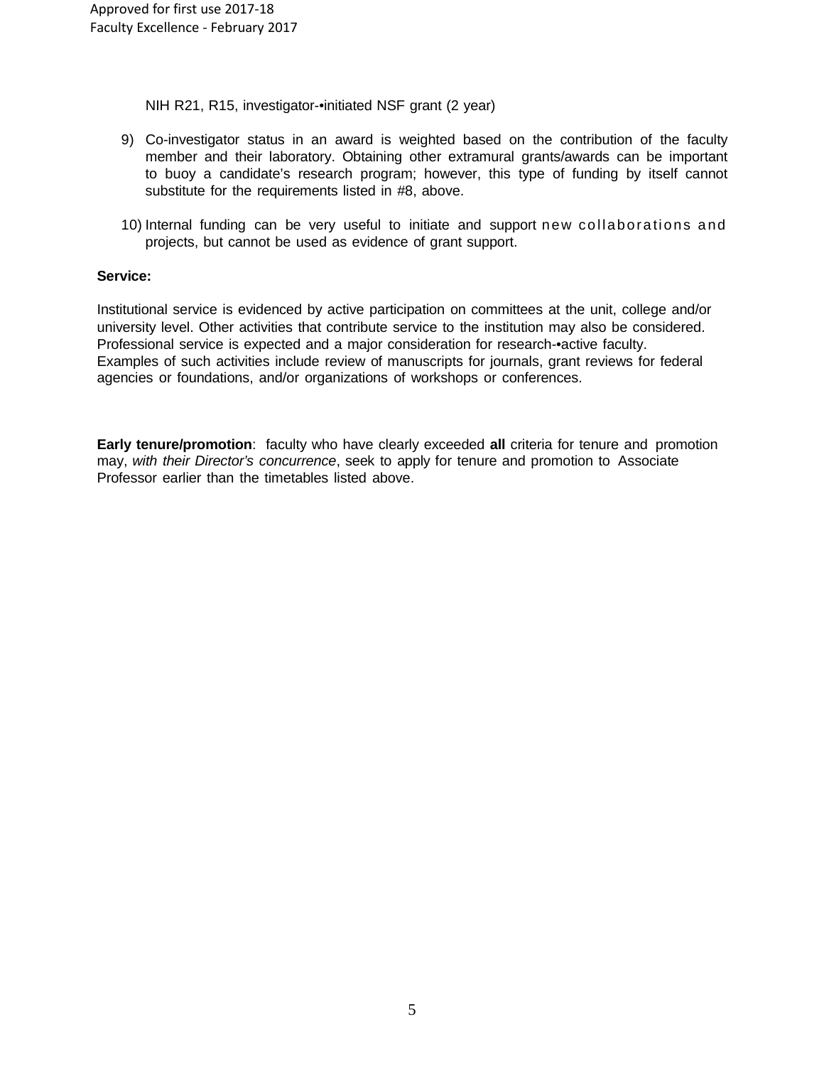NIH R21, R15, investigator-•initiated NSF grant (2 year)

9) Co-investigator status in an award is weighted based on the contribution of the faculty member and their laboratory. Obtaining other extramural grants/awards can be important to buoy a candidate's research program; however, this type of funding by itself cannot substitute for the requirements listed in #8, above.

10) Internal funding can be very useful to initiate and support new collaborations and projects, but cannot be used as evidence of grant support.

**Service:**

Institutional service is evidenced by active participation on committees at the unit, college and/or university level. Other activities that contribute service to the institution may also be considered. Professional service is expected and a major consideration for research-•active faculty. Examples of such activities include review of manuscripts for journals, grant reviews for federal agencies or foundations, and/or organizations of workshops or conferences.

**Early tenure/promotion**: faculty who have clearly exceeded **all** criteria for tenure and promotion may, *with their Director's concurrence*, seek to apply for tenure and promotion to Associate Professor earlier than the timetables listed above.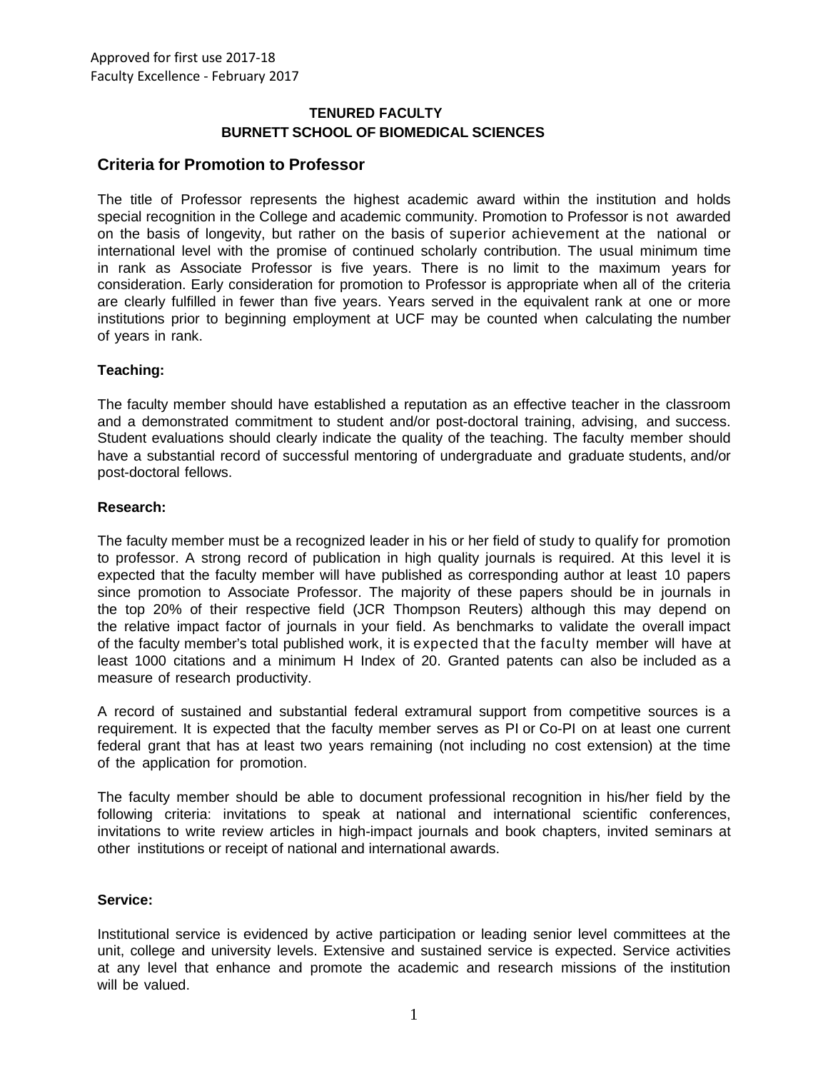Approved for first use 2017-18
Faculty Excellence - February 2017

**TENURED FACULTY**
**BURNETT SCHOOL OF BIOMEDICAL SCIENCES**

## Criteria for Promotion to Professor

The title of Professor represents the highest academic award within the institution and holds special recognition in the College and academic community. Promotion to Professor is not awarded on the basis of longevity, but rather on the basis of superior achievement at the national or international level with the promise of continued scholarly contribution. The usual minimum time in rank as Associate Professor is five years. There is no limit to the maximum years for consideration. Early consideration for promotion to Professor is appropriate when all of the criteria are clearly fulfilled in fewer than five years. Years served in the equivalent rank at one or more institutions prior to beginning employment at UCF may be counted when calculating the number of years in rank.

### Teaching:

The faculty member should have established a reputation as an effective teacher in the classroom and a demonstrated commitment to student and/or post-doctoral training, advising, and success. Student evaluations should clearly indicate the quality of the teaching. The faculty member should have a substantial record of successful mentoring of undergraduate and graduate students, and/or post-doctoral fellows.

### Research:

The faculty member must be a recognized leader in his or her field of study to qualify for promotion to professor. A strong record of publication in high quality journals is required. At this level it is expected that the faculty member will have published as corresponding author at least 10 papers since promotion to Associate Professor. The majority of these papers should be in journals in the top 20% of their respective field (JCR Thompson Reuters) although this may depend on the relative impact factor of journals in your field. As benchmarks to validate the overall impact of the faculty member's total published work, it is expected that the faculty member will have at least 1000 citations and a minimum H Index of 20. Granted patents can also be included as a measure of research productivity.

A record of sustained and substantial federal extramural support from competitive sources is a requirement. It is expected that the faculty member serves as PI or Co-PI on at least one current federal grant that has at least two years remaining (not including no cost extension) at the time of the application for promotion.

The faculty member should be able to document professional recognition in his/her field by the following criteria: invitations to speak at national and international scientific conferences, invitations to write review articles in high-impact journals and book chapters, invited seminars at other institutions or receipt of national and international awards.

### Service:

Institutional service is evidenced by active participation or leading senior level committees at the unit, college and university levels. Extensive and sustained service is expected. Service activities at any level that enhance and promote the academic and research missions of the institution will be valued.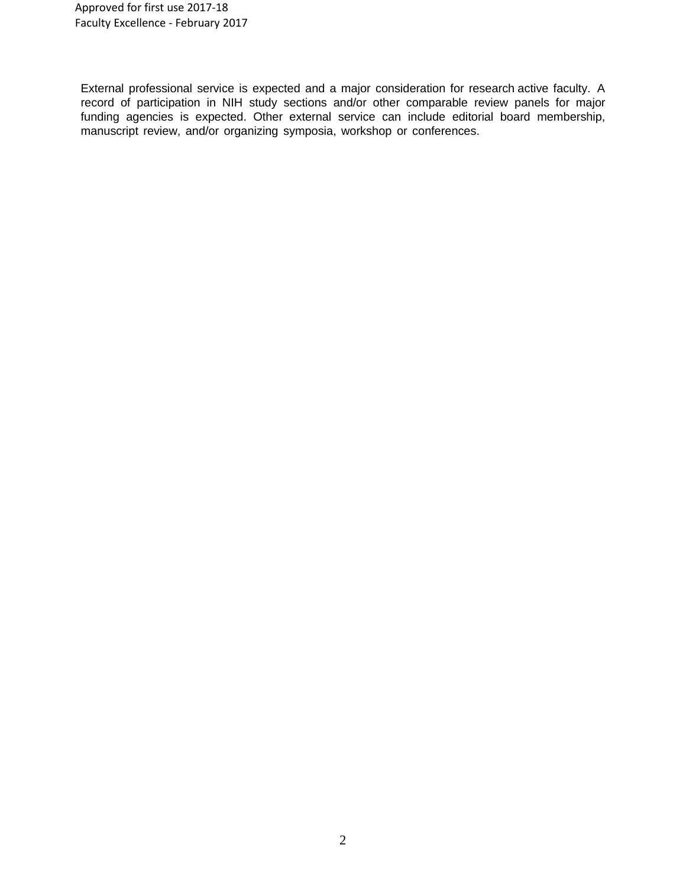External professional service is expected and a major consideration for research active faculty. A record of participation in NIH study sections and/or other comparable review panels for major funding agencies is expected. Other external service can include editorial board membership, manuscript review, and/or organizing symposia, workshop or conferences.